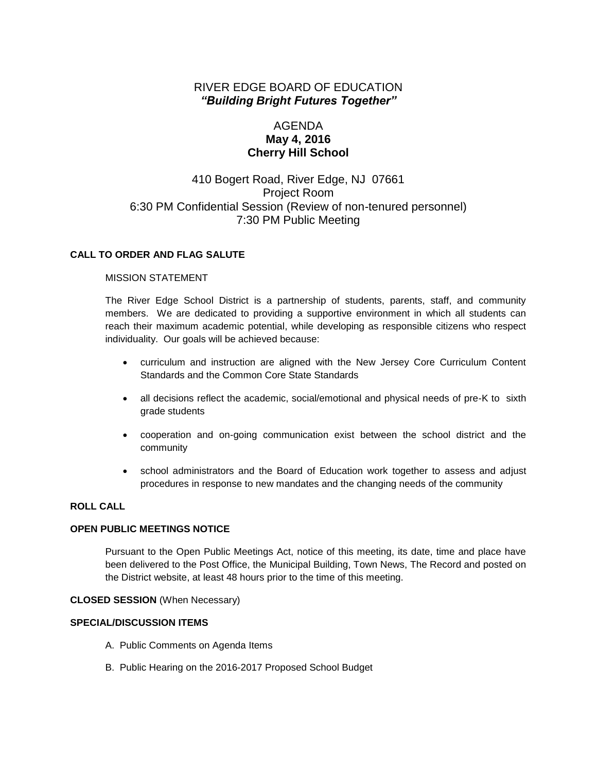# RIVER EDGE BOARD OF EDUCATION
***"Building Bright Futures Together"***

## AGENDA
**May 4, 2016**
**Cherry Hill School**

410 Bogert Road, River Edge, NJ 07661
Project Room
6:30 PM Confidential Session (Review of non-tenured personnel)
7:30 PM Public Meeting

**CALL TO ORDER AND FLAG SALUTE**

MISSION STATEMENT

The River Edge School District is a partnership of students, parents, staff, and community members. We are dedicated to providing a supportive environment in which all students can reach their maximum academic potential, while developing as responsible citizens who respect individuality. Our goals will be achieved because:

- curriculum and instruction are aligned with the New Jersey Core Curriculum Content Standards and the Common Core State Standards
- all decisions reflect the academic, social/emotional and physical needs of pre-K to sixth grade students
- cooperation and on-going communication exist between the school district and the community
- school administrators and the Board of Education work together to assess and adjust procedures in response to new mandates and the changing needs of the community

**ROLL CALL**

**OPEN PUBLIC MEETINGS NOTICE**

Pursuant to the Open Public Meetings Act, notice of this meeting, its date, time and place have been delivered to the Post Office, the Municipal Building, Town News, The Record and posted on the District website, at least 48 hours prior to the time of this meeting.

**CLOSED SESSION** (When Necessary)

**SPECIAL/DISCUSSION ITEMS**

A. Public Comments on Agenda Items

B. Public Hearing on the 2016-2017 Proposed School Budget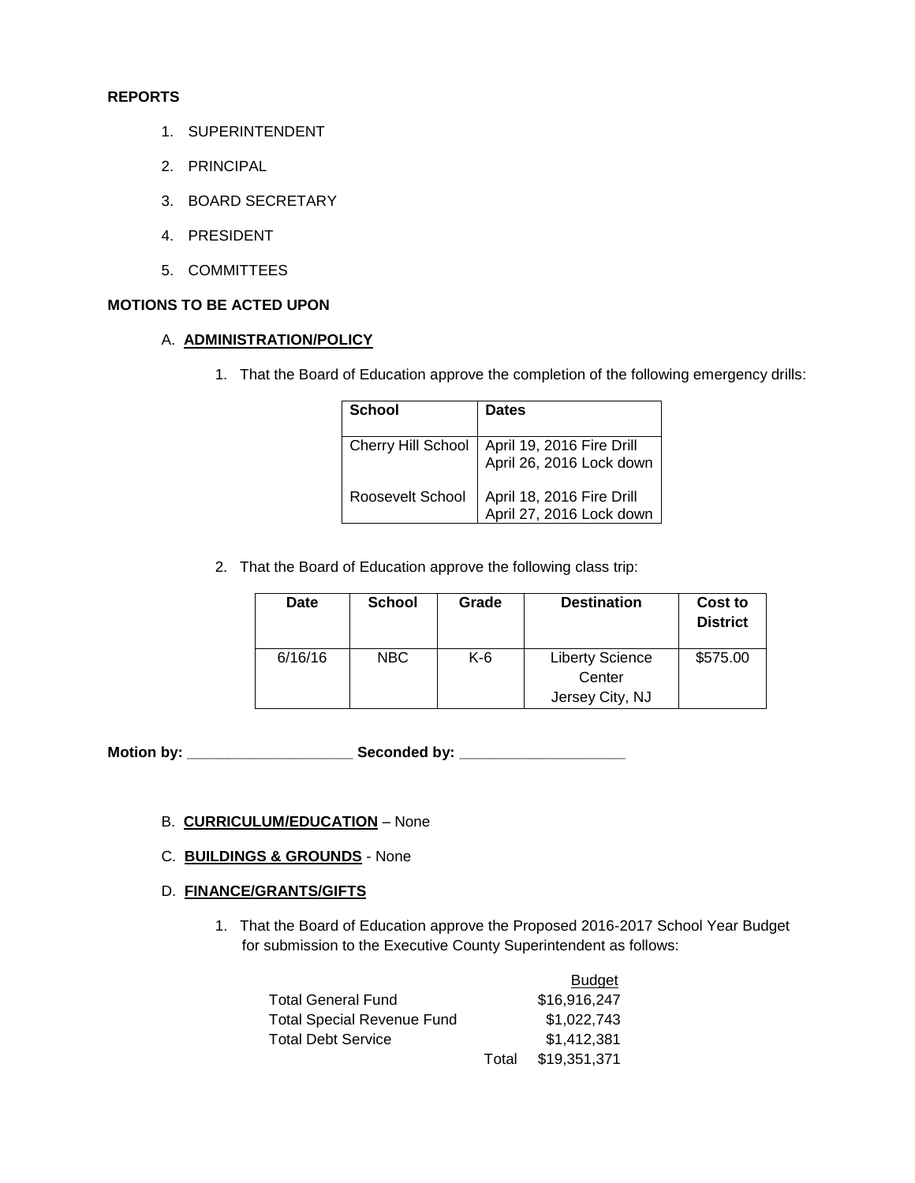**REPORTS**

1. SUPERINTENDENT
2. PRINCIPAL
3. BOARD SECRETARY
4. PRESIDENT
5. COMMITTEES

**MOTIONS TO BE ACTED UPON**

A. **ADMINISTRATION/POLICY**

1. That the Board of Education approve the completion of the following emergency drills:

| School | Dates |
|---|---|
| Cherry Hill School | April 19, 2016 Fire Drill<br>April 26, 2016 Lock down |
| Roosevelt School | April 18, 2016 Fire Drill<br>April 27, 2016 Lock down |

2. That the Board of Education approve the following class trip:

| Date | School | Grade | Destination | Cost to District |
|---|---|---|---|---|
| 6/16/16 | NBC | K-6 | Liberty Science Center Jersey City, NJ | $575.00 |

**Motion by: ____________________ Seconded by: ____________________**

B. **CURRICULUM/EDUCATION** – None

C. **BUILDINGS & GROUNDS** - None

D. **FINANCE/GRANTS/GIFTS**

1. That the Board of Education approve the Proposed 2016-2017 School Year Budget for submission to the Executive County Superintendent as follows:

| | | Budget |
|---|---|---|
| Total General Fund | | $16,916,247 |
| Total Special Revenue Fund | | $1,022,743 |
| Total Debt Service | | $1,412,381 |
| | Total | $19,351,371 |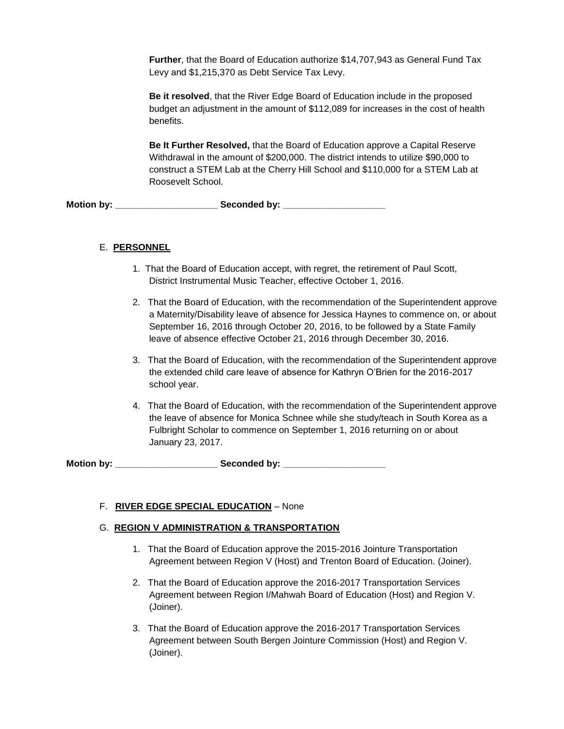**Further**, that the Board of Education authorize $14,707,943 as General Fund Tax Levy and $1,215,370 as Debt Service Tax Levy.

**Be it resolved**, that the River Edge Board of Education include in the proposed budget an adjustment in the amount of $112,089 for increases in the cost of health benefits.

**Be It Further Resolved,** that the Board of Education approve a Capital Reserve Withdrawal in the amount of $200,000. The district intends to utilize $90,000 to construct a STEM Lab at the Cherry Hill School and $110,000 for a STEM Lab at Roosevelt School.

**Motion by: ____________________ Seconded by: ____________________**

E. **PERSONNEL**

1. That the Board of Education accept, with regret, the retirement of Paul Scott, District Instrumental Music Teacher, effective October 1, 2016.
2. That the Board of Education, with the recommendation of the Superintendent approve a Maternity/Disability leave of absence for Jessica Haynes to commence on, or about September 16, 2016 through October 20, 2016, to be followed by a State Family leave of absence effective October 21, 2016 through December 30, 2016.
3. That the Board of Education, with the recommendation of the Superintendent approve the extended child care leave of absence for Kathryn O'Brien for the 2016-2017 school year.
4. That the Board of Education, with the recommendation of the Superintendent approve the leave of absence for Monica Schnee while she study/teach in South Korea as a Fulbright Scholar to commence on September 1, 2016 returning on or about January 23, 2017.

**Motion by: ____________________ Seconded by: ____________________**

F. **RIVER EDGE SPECIAL EDUCATION** – None

G. **REGION V ADMINISTRATION & TRANSPORTATION**

1. That the Board of Education approve the 2015-2016 Jointure Transportation Agreement between Region V (Host) and Trenton Board of Education. (Joiner).
2. That the Board of Education approve the 2016-2017 Transportation Services Agreement between Region I/Mahwah Board of Education (Host) and Region V. (Joiner).
3. That the Board of Education approve the 2016-2017 Transportation Services Agreement between South Bergen Jointure Commission (Host) and Region V. (Joiner).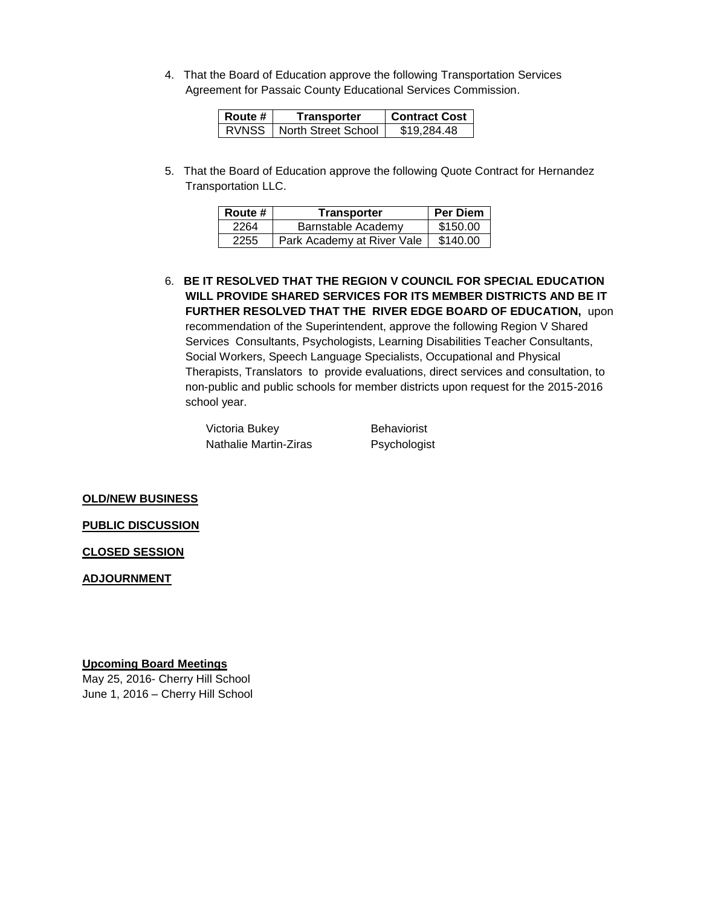4. That the Board of Education approve the following Transportation Services Agreement for Passaic County Educational Services Commission.

| Route # | Transporter | Contract Cost |
|---|---|---|
| RVNSS | North Street School | $19,284.48 |

5. That the Board of Education approve the following Quote Contract for Hernandez Transportation LLC.

| Route # | Transporter | Per Diem |
|---|---|---|
| 2264 | Barnstable Academy | $150.00 |
| 2255 | Park Academy at River Vale | $140.00 |

6. **BE IT RESOLVED THAT THE REGION V COUNCIL FOR SPECIAL EDUCATION WILL PROVIDE SHARED SERVICES FOR ITS MEMBER DISTRICTS AND BE IT FURTHER RESOLVED THAT THE RIVER EDGE BOARD OF EDUCATION,** upon recommendation of the Superintendent, approve the following Region V Shared Services Consultants, Psychologists, Learning Disabilities Teacher Consultants, Social Workers, Speech Language Specialists, Occupational and Physical Therapists, Translators to provide evaluations, direct services and consultation, to non-public and public schools for member districts upon request for the 2015-2016 school year.

| | |
|---|---|
| Victoria Bukey | Behaviorist |
| Nathalie Martin-Ziras | Psychologist |

**OLD/NEW BUSINESS**

**PUBLIC DISCUSSION**

**CLOSED SESSION**

**ADJOURNMENT**

**Upcoming Board Meetings**

May 25, 2016- Cherry Hill School

June 1, 2016 – Cherry Hill School